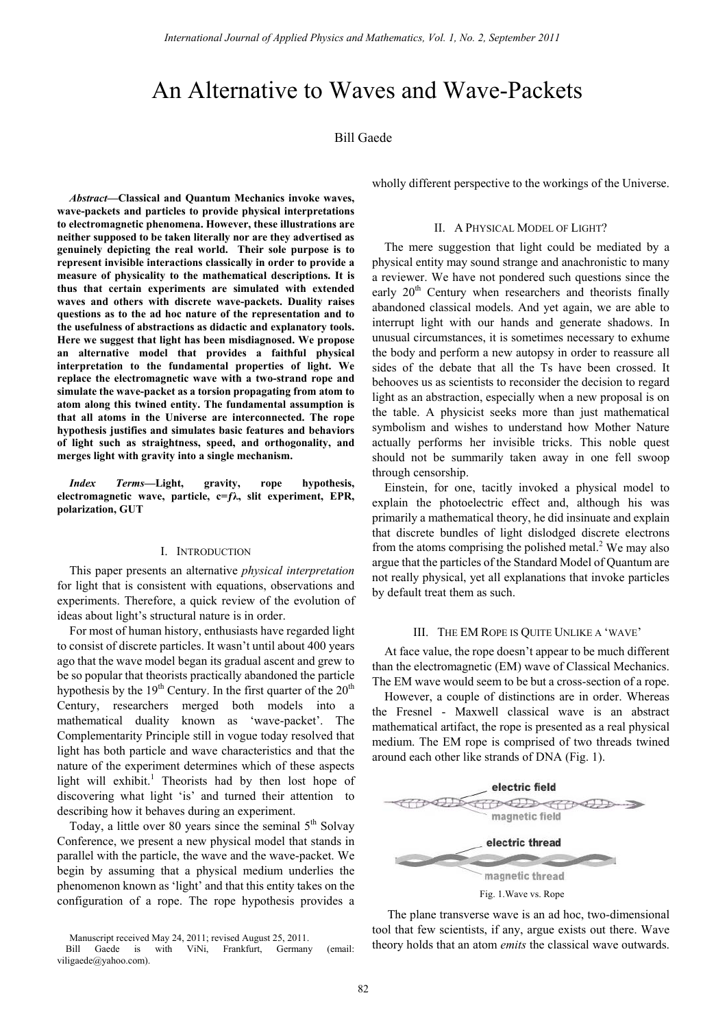# An Alternative to Waves and Wave-Packets

Bill Gaede

***Abstract*—Classical and Quantum Mechanics invoke waves, wave-packets and particles to provide physical interpretations to electromagnetic phenomena. However, these illustrations are neither supposed to be taken literally nor are they advertised as genuinely depicting the real world. Their sole purpose is to represent invisible interactions classically in order to provide a measure of physicality to the mathematical descriptions. It is thus that certain experiments are simulated with extended waves and others with discrete wave-packets. Duality raises questions as to the ad hoc nature of the representation and to the usefulness of abstractions as didactic and explanatory tools. Here we suggest that light has been misdiagnosed. We propose an alternative model that provides a faithful physical interpretation to the fundamental properties of light. We replace the electromagnetic wave with a two-strand rope and simulate the wave-packet as a torsion propagating from atom to atom along this twined entity. The fundamental assumption is that all atoms in the Universe are interconnected. The rope hypothesis justifies and simulates basic features and behaviors of light such as straightness, speed, and orthogonality, and merges light with gravity into a single mechanism.**

***Index Terms*—Light, gravity, rope hypothesis, electromagnetic wave, particle, c=*f*λ, slit experiment, EPR, polarization, GUT**

## I. Introduction

This paper presents an alternative *physical interpretation* for light that is consistent with equations, observations and experiments. Therefore, a quick review of the evolution of ideas about light's structural nature is in order.

For most of human history, enthusiasts have regarded light to consist of discrete particles. It wasn't until about 400 years ago that the wave model began its gradual ascent and grew to be so popular that theorists practically abandoned the particle hypothesis by the 19th Century. In the first quarter of the 20th Century, researchers merged both models into a mathematical duality known as 'wave-packet'. The Complementarity Principle still in vogue today resolved that light has both particle and wave characteristics and that the nature of the experiment determines which of these aspects light will exhibit.[1] Theorists had by then lost hope of discovering what light 'is' and turned their attention to describing how it behaves during an experiment.

Today, a little over 80 years since the seminal 5th Solvay Conference, we present a new physical model that stands in parallel with the particle, the wave and the wave-packet. We begin by assuming that a physical medium underlies the phenomenon known as 'light' and that this entity takes on the configuration of a rope. The rope hypothesis provides a wholly different perspective to the workings of the Universe.

## II. A Physical Model of Light?

The mere suggestion that light could be mediated by a physical entity may sound strange and anachronistic to many a reviewer. We have not pondered such questions since the early 20th Century when researchers and theorists finally abandoned classical models. And yet again, we are able to interrupt light with our hands and generate shadows. In unusual circumstances, it is sometimes necessary to exhume the body and perform a new autopsy in order to reassure all sides of the debate that all the Ts have been crossed. It behooves us as scientists to reconsider the decision to regard light as an abstraction, especially when a new proposal is on the table. A physicist seeks more than just mathematical symbolism and wishes to understand how Mother Nature actually performs her invisible tricks. This noble quest should not be summarily taken away in one fell swoop through censorship.

Einstein, for one, tacitly invoked a physical model to explain the photoelectric effect and, although his was primarily a mathematical theory, he did insinuate and explain that discrete bundles of light dislodged discrete electrons from the atoms comprising the polished metal.[2] We may also argue that the particles of the Standard Model of Quantum are not really physical, yet all explanations that invoke particles by default treat them as such.

## III. The EM Rope is Quite Unlike a 'Wave'

At face value, the rope doesn't appear to be much different than the electromagnetic (EM) wave of Classical Mechanics. The EM wave would seem to be but a cross-section of a rope.

However, a couple of distinctions are in order. Whereas the Fresnel - Maxwell classical wave is an abstract mathematical artifact, the rope is presented as a real physical medium. The EM rope is comprised of two threads twined around each other like strands of DNA (Fig. 1).

electric field

magnetic field

electric thread

magnetic thread

Fig. 1.Wave vs. Rope

The plane transverse wave is an ad hoc, two-dimensional tool that few scientists, if any, argue exists out there. Wave theory holds that an atom *emits* the classical wave outwards.

Manuscript received May 24, 2011; revised August 25, 2011.

Bill Gaede is with ViNi, Frankfurt, Germany (email: viligaede@yahoo.com).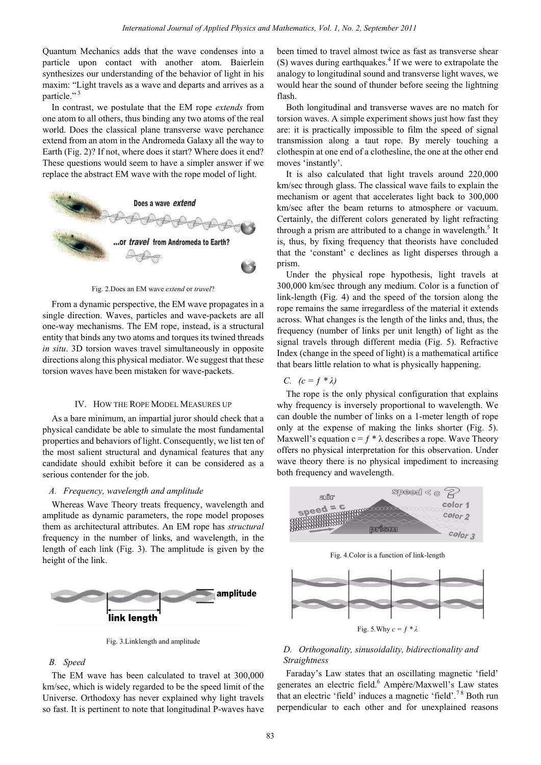Quantum Mechanics adds that the wave condenses into a particle upon contact with another atom. Baierlein synthesizes our understanding of the behavior of light in his maxim: "Light travels as a wave and departs and arrives as a particle." [3]

In contrast, we postulate that the EM rope *extends* from one atom to all others, thus binding any two atoms of the real world. Does the classical plane transverse wave perchance extend from an atom in the Andromeda Galaxy all the way to Earth (Fig. 2)? If not, where does it start? Where does it end? These questions would seem to have a simpler answer if we replace the abstract EM wave with the rope model of light.

Fig. 2.Does an EM wave *extend* or *travel*?

From a dynamic perspective, the EM wave propagates in a single direction. Waves, particles and wave-packets are all one-way mechanisms. The EM rope, instead, is a structural entity that binds any two atoms and torques its twined threads *in situ*. 3D torsion waves travel simultaneously in opposite directions along this physical mediator. We suggest that these torsion waves have been mistaken for wave-packets.

## IV. How the Rope Model Measures up

As a bare minimum, an impartial juror should check that a physical candidate be able to simulate the most fundamental properties and behaviors of light. Consequently, we list ten of the most salient structural and dynamical features that any candidate should exhibit before it can be considered as a serious contender for the job.

### *A. Frequency, wavelength and amplitude*

Whereas Wave Theory treats frequency, wavelength and amplitude as dynamic parameters, the rope model proposes them as architectural attributes. An EM rope has *structural* frequency in the number of links, and wavelength, in the length of each link (Fig. 3). The amplitude is given by the height of the link.

Fig. 3.Linklength and amplitude

### *B. Speed*

The EM wave has been calculated to travel at 300,000 km/sec, which is widely regarded to be the speed limit of the Universe. Orthodoxy has never explained why light travels so fast. It is pertinent to note that longitudinal P-waves have been timed to travel almost twice as fast as transverse shear (S) waves during earthquakes.[4] If we were to extrapolate the analogy to longitudinal sound and transverse light waves, we would hear the sound of thunder before seeing the lightning flash.

Both longitudinal and transverse waves are no match for torsion waves. A simple experiment shows just how fast they are: it is practically impossible to film the speed of signal transmission along a taut rope. By merely touching a clothespin at one end of a clothesline, the one at the other end moves 'instantly'.

It is also calculated that light travels around 220,000 km/sec through glass. The classical wave fails to explain the mechanism or agent that accelerates light back to 300,000 km/sec after the beam returns to atmosphere or vacuum. Certainly, the different colors generated by light refracting through a prism are attributed to a change in wavelength.[5] It is, thus, by fixing frequency that theorists have concluded that the 'constant' c declines as light disperses through a prism.

Under the physical rope hypothesis, light travels at 300,000 km/sec through any medium. Color is a function of link-length (Fig. 4) and the speed of the torsion along the rope remains the same irregardless of the material it extends across. What changes is the length of the links and, thus, the frequency (number of links per unit length) of light as the signal travels through different media (Fig. 5). Refractive Index (change in the speed of light) is a mathematical artifice that bears little relation to what is physically happening.

### *C. ($c = f * \lambda$)*

The rope is the only physical configuration that explains why frequency is inversely proportional to wavelength. We can double the number of links on a 1-meter length of rope only at the expense of making the links shorter (Fig. 5). Maxwell's equation $c = f * \lambda$ describes a rope. Wave Theory offers no physical interpretation for this observation. Under wave theory there is no physical impediment to increasing both frequency and wavelength.

Fig. 4.Color is a function of link-length

Fig. 5.Why $c = f * \lambda$

### *D. Orthogonality, sinusoidality, bidirectionality and Straightness*

Faraday's Law states that an oscillating magnetic 'field' generates an electric field.[6] Ampère/Maxwell's Law states that an electric 'field' induces a magnetic 'field'.[7,8] Both run perpendicular to each other and for unexplained reasons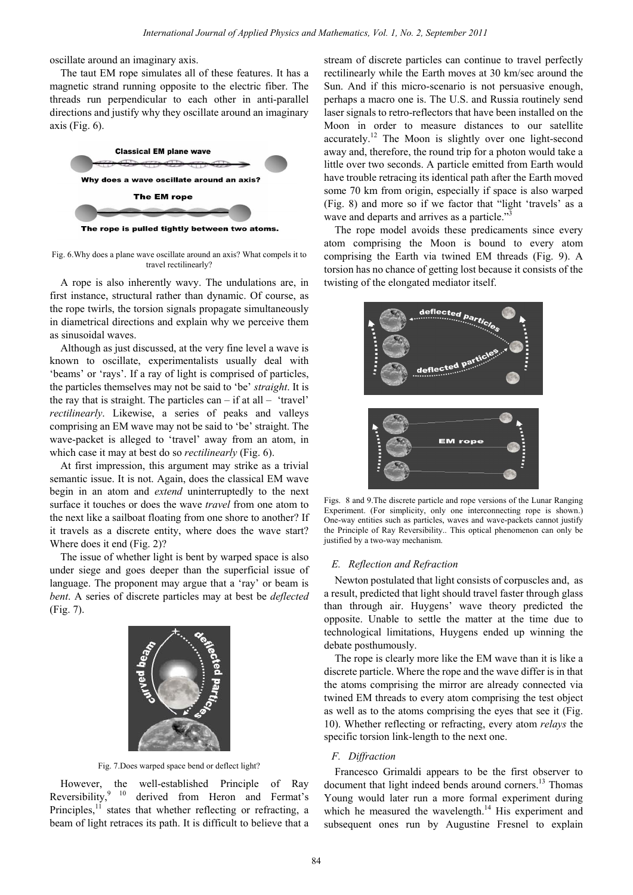oscillate around an imaginary axis.

The taut EM rope simulates all of these features. It has a magnetic strand running opposite to the electric fiber. The threads run perpendicular to each other in anti-parallel directions and justify why they oscillate around an imaginary axis (Fig. 6).

Fig. 6.Why does a plane wave oscillate around an axis? What compels it to travel rectilinearly?

A rope is also inherently wavy. The undulations are, in first instance, structural rather than dynamic. Of course, as the rope twirls, the torsion signals propagate simultaneously in diametrical directions and explain why we perceive them as sinusoidal waves.

Although as just discussed, at the very fine level a wave is known to oscillate, experimentalists usually deal with 'beams' or 'rays'. If a ray of light is comprised of particles, the particles themselves may not be said to 'be' *straight*. It is the ray that is straight. The particles can – if at all – 'travel' *rectilinearly*. Likewise, a series of peaks and valleys comprising an EM wave may not be said to 'be' straight. The wave-packet is alleged to 'travel' away from an atom, in which case it may at best do so *rectilinearly* (Fig. 6).

At first impression, this argument may strike as a trivial semantic issue. It is not. Again, does the classical EM wave begin in an atom and *extend* uninterruptedly to the next surface it touches or does the wave *travel* from one atom to the next like a sailboat floating from one shore to another? If it travels as a discrete entity, where does the wave start? Where does it end (Fig. 2)?

The issue of whether light is bent by warped space is also under siege and goes deeper than the superficial issue of language. The proponent may argue that a 'ray' or beam is *bent*. A series of discrete particles may at best be *deflected* (Fig. 7).

Fig. 7.Does warped space bend or deflect light?

However, the well-established Principle of Ray Reversibility,[9] [10] derived from Heron and Fermat's Principles,[11] states that whether reflecting or refracting, a beam of light retraces its path. It is difficult to believe that a stream of discrete particles can continue to travel perfectly rectilinearly while the Earth moves at 30 km/sec around the Sun. And if this micro-scenario is not persuasive enough, perhaps a macro one is. The U.S. and Russia routinely send laser signals to retro-reflectors that have been installed on the Moon in order to measure distances to our satellite accurately.[12] The Moon is slightly over one light-second away and, therefore, the round trip for a photon would take a little over two seconds. A particle emitted from Earth would have trouble retracing its identical path after the Earth moved some 70 km from origin, especially if space is also warped (Fig. 8) and more so if we factor that "light 'travels' as a wave and departs and arrives as a particle."[3]

The rope model avoids these predicaments since every atom comprising the Moon is bound to every atom comprising the Earth via twined EM threads (Fig. 9). A torsion has no chance of getting lost because it consists of the twisting of the elongated mediator itself.

Figs. 8 and 9.The discrete particle and rope versions of the Lunar Ranging Experiment. (For simplicity, only one interconnecting rope is shown.) One-way entities such as particles, waves and wave-packets cannot justify the Principle of Ray Reversibility.. This optical phenomenon can only be justified by a two-way mechanism.

### *E. Reflection and Refraction*

Newton postulated that light consists of corpuscles and, as a result, predicted that light should travel faster through glass than through air. Huygens' wave theory predicted the opposite. Unable to settle the matter at the time due to technological limitations, Huygens ended up winning the debate posthumously.

The rope is clearly more like the EM wave than it is like a discrete particle. Where the rope and the wave differ is in that the atoms comprising the mirror are already connected via twined EM threads to every atom comprising the test object as well as to the atoms comprising the eyes that see it (Fig. 10). Whether reflecting or refracting, every atom *relays* the specific torsion link-length to the next one.

### *F. Diffraction*

Francesco Grimaldi appears to be the first observer to document that light indeed bends around corners.[13] Thomas Young would later run a more formal experiment during which he measured the wavelength.[14] His experiment and subsequent ones run by Augustine Fresnel to explain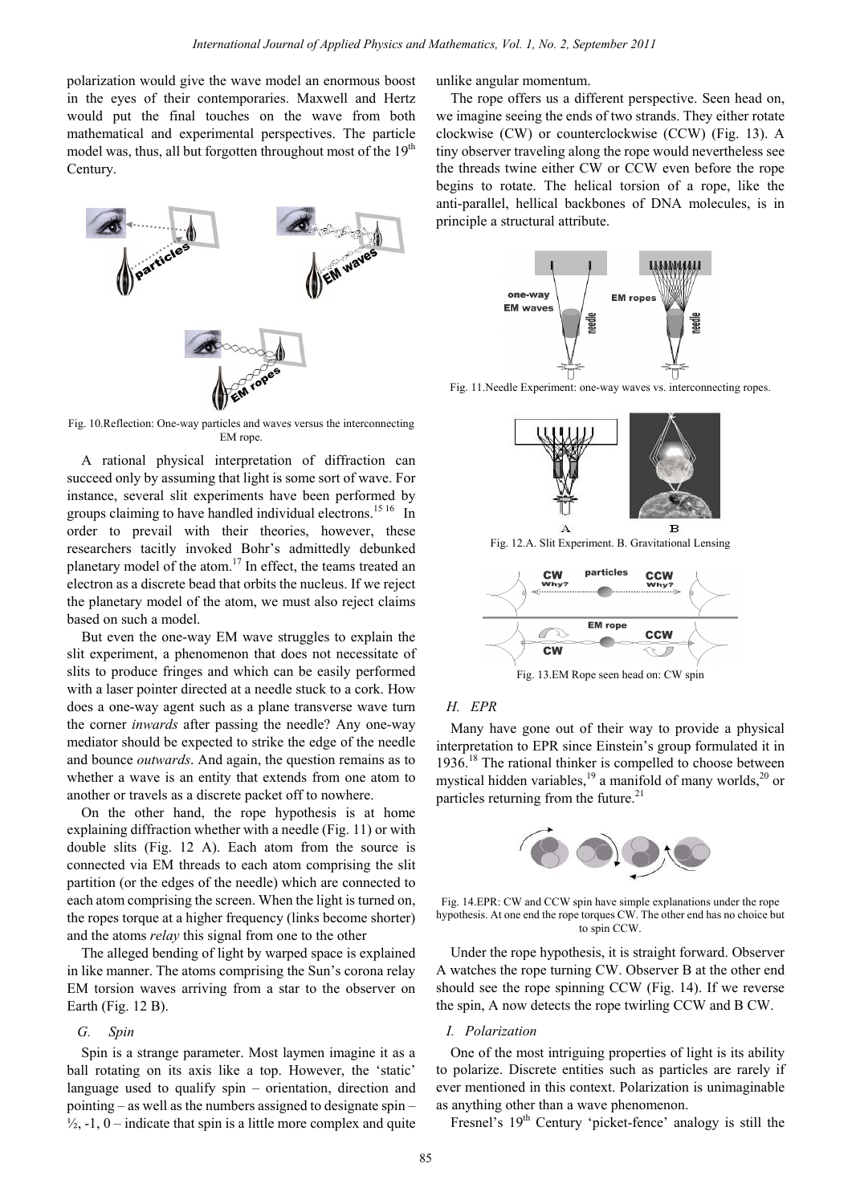polarization would give the wave model an enormous boost in the eyes of their contemporaries. Maxwell and Hertz would put the final touches on the wave from both mathematical and experimental perspectives. The particle model was, thus, all but forgotten throughout most of the 19th Century.

Fig. 10.Reflection: One-way particles and waves versus the interconnecting EM rope.

A rational physical interpretation of diffraction can succeed only by assuming that light is some sort of wave. For instance, several slit experiments have been performed by groups claiming to have handled individual electrons.[15 16] In order to prevail with their theories, however, these researchers tacitly invoked Bohr's admittedly debunked planetary model of the atom.[17] In effect, the teams treated an electron as a discrete bead that orbits the nucleus. If we reject the planetary model of the atom, we must also reject claims based on such a model.

But even the one-way EM wave struggles to explain the slit experiment, a phenomenon that does not necessitate of slits to produce fringes and which can be easily performed with a laser pointer directed at a needle stuck to a cork. How does a one-way agent such as a plane transverse wave turn the corner *inwards* after passing the needle? Any one-way mediator should be expected to strike the edge of the needle and bounce *outwards*. And again, the question remains as to whether a wave is an entity that extends from one atom to another or travels as a discrete packet off to nowhere.

On the other hand, the rope hypothesis is at home explaining diffraction whether with a needle (Fig. 11) or with double slits (Fig. 12 A). Each atom from the source is connected via EM threads to each atom comprising the slit partition (or the edges of the needle) which are connected to each atom comprising the screen. When the light is turned on, the ropes torque at a higher frequency (links become shorter) and the atoms *relay* this signal from one to the other

The alleged bending of light by warped space is explained in like manner. The atoms comprising the Sun's corona relay EM torsion waves arriving from a star to the observer on Earth (Fig. 12 B).

### G. Spin

Spin is a strange parameter. Most laymen imagine it as a ball rotating on its axis like a top. However, the 'static' language used to qualify spin – orientation, direction and pointing – as well as the numbers assigned to designate spin – ½, -1, 0 – indicate that spin is a little more complex and quite unlike angular momentum.

The rope offers us a different perspective. Seen head on, we imagine seeing the ends of two strands. They either rotate clockwise (CW) or counterclockwise (CCW) (Fig. 13). A tiny observer traveling along the rope would nevertheless see the threads twine either CW or CCW even before the rope begins to rotate. The helical torsion of a rope, like the anti-parallel, helical backbones of DNA molecules, is in principle a structural attribute.

Fig. 11.Needle Experiment: one-way waves vs. interconnecting ropes.

Fig. 12.A. Slit Experiment. B. Gravitational Lensing

Fig. 13.EM Rope seen head on: CW spin

### H. EPR

Many have gone out of their way to provide a physical interpretation to EPR since Einstein's group formulated it in 1936.[18] The rational thinker is compelled to choose between mystical hidden variables,[19] a manifold of many worlds,[20] or particles returning from the future.[21]

Fig. 14.EPR: CW and CCW spin have simple explanations under the rope hypothesis. At one end the rope torques CW. The other end has no choice but to spin CCW.

Under the rope hypothesis, it is straight forward. Observer A watches the rope turning CW. Observer B at the other end should see the rope spinning CCW (Fig. 14). If we reverse the spin, A now detects the rope twirling CCW and B CW.

### I. Polarization

One of the most intriguing properties of light is its ability to polarize. Discrete entities such as particles are rarely if ever mentioned in this context. Polarization is unimaginable as anything other than a wave phenomenon.

Fresnel's 19th Century 'picket-fence' analogy is still the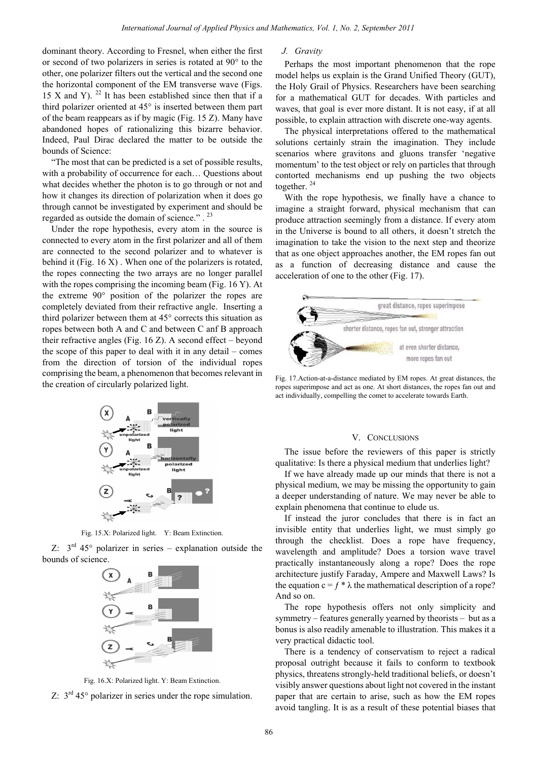dominant theory. According to Fresnel, when either the first or second of two polarizers in series is rotated at 90° to the other, one polarizer filters out the vertical and the second one the horizontal component of the EM transverse wave (Figs. 15 X and Y). [22] It has been established since then that if a third polarizer oriented at 45° is inserted between them part of the beam reappears as if by magic (Fig. 15 Z). Many have abandoned hopes of rationalizing this bizarre behavior. Indeed, Paul Dirac declared the matter to be outside the bounds of Science:

"The most that can be predicted is a set of possible results, with a probability of occurrence for each… Questions about what decides whether the photon is to go through or not and how it changes its direction of polarization when it does go through cannot be investigated by experiment and should be regarded as outside the domain of science." . [23]

Under the rope hypothesis, every atom in the source is connected to every atom in the first polarizer and all of them are connected to the second polarizer and to whatever is behind it (Fig. 16 X) . When one of the polarizers is rotated, the ropes connecting the two arrays are no longer parallel with the ropes comprising the incoming beam (Fig. 16 Y). At the extreme 90° position of the polarizer the ropes are completely deviated from their refractive angle. Inserting a third polarizer between them at 45° corrects this situation as ropes between both A and C and between C anf B approach their refractive angles (Fig. 16 Z). A second effect – beyond the scope of this paper to deal with it in any detail – comes from the direction of torsion of the individual ropes comprising the beam, a phenomenon that becomes relevant in the creation of circularly polarized light.

Fig. 15.X: Polarized light. Y: Beam Extinction.

Z: 3rd 45° polarizer in series – explanation outside the bounds of science.

Fig. 16.X: Polarized light. Y: Beam Extinction.

Z: 3rd 45° polarizer in series under the rope simulation.

### J. Gravity

Perhaps the most important phenomenon that the rope model helps us explain is the Grand Unified Theory (GUT), the Holy Grail of Physics. Researchers have been searching for a mathematical GUT for decades. With particles and waves, that goal is ever more distant. It is not easy, if at all possible, to explain attraction with discrete one-way agents.

The physical interpretations offered to the mathematical solutions certainly strain the imagination. They include scenarios where gravitons and gluons transfer 'negative momentum' to the test object or rely on particles that through contorted mechanisms end up pushing the two objects together. [24]

With the rope hypothesis, we finally have a chance to imagine a straight forward, physical mechanism that can produce attraction seemingly from a distance. If every atom in the Universe is bound to all others, it doesn't stretch the imagination to take the vision to the next step and theorize that as one object approaches another, the EM ropes fan out as a function of decreasing distance and cause the acceleration of one to the other (Fig. 17).

Fig. 17.Action-at-a-distance mediated by EM ropes. At great distances, the ropes superimpose and act as one. At short distances, the ropes fan out and act individually, compelling the comet to accelerate towards Earth.

## V. Conclusions

The issue before the reviewers of this paper is strictly qualitative: Is there a physical medium that underlies light?

If we have already made up our minds that there is not a physical medium, we may be missing the opportunity to gain a deeper understanding of nature. We may never be able to explain phenomena that continue to elude us.

If instead the juror concludes that there is in fact an invisible entity that underlies light, we must simply go through the checklist. Does a rope have frequency, wavelength and amplitude? Does a torsion wave travel practically instantaneously along a rope? Does the rope architecture justify Faraday, Ampere and Maxwell Laws? Is the equation $c = f * \lambda$ the mathematical description of a rope? And so on.

The rope hypothesis offers not only simplicity and symmetry – features generally yearned by theorists – but as a bonus is also readily amenable to illustration. This makes it a very practical didactic tool.

There is a tendency of conservatism to reject a radical proposal outright because it fails to conform to textbook physics, threatens strongly-held traditional beliefs, or doesn't visibly answer questions about light not covered in the instant paper that are certain to arise, such as how the EM ropes avoid tangling. It is as a result of these potential biases that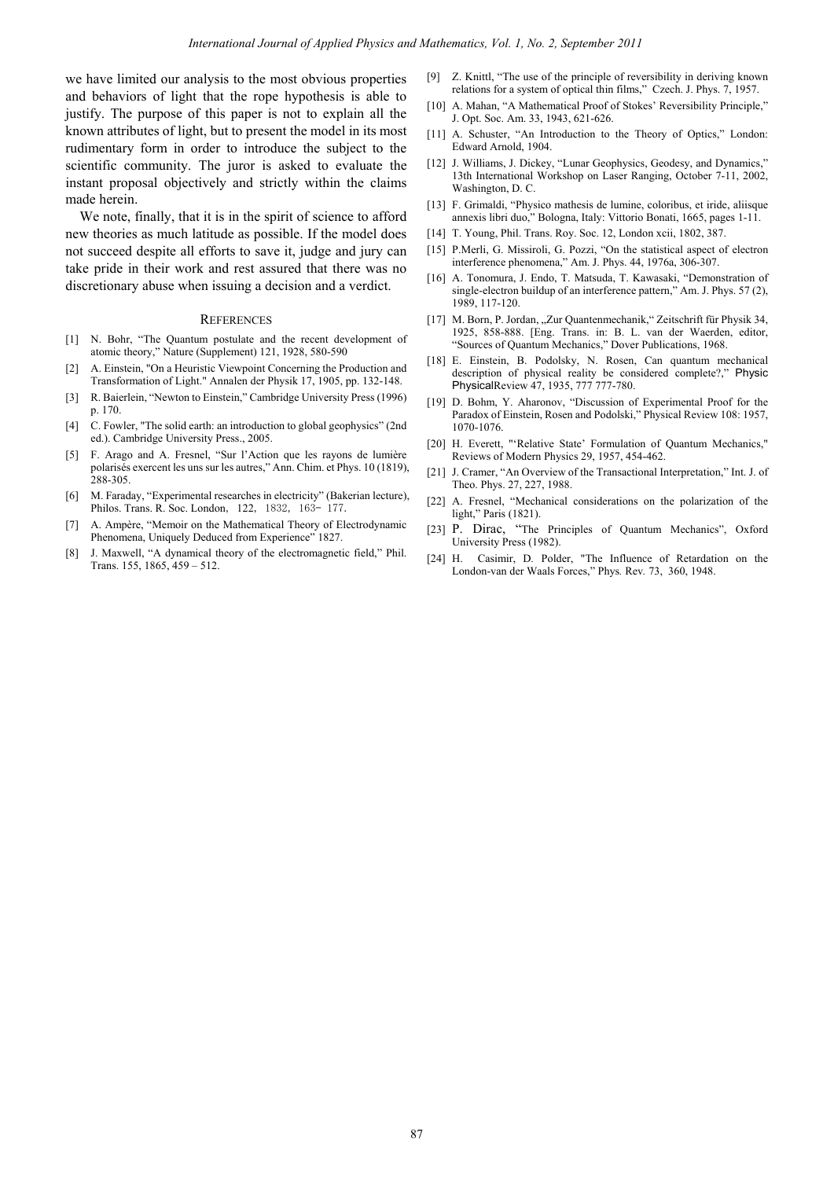we have limited our analysis to the most obvious properties and behaviors of light that the rope hypothesis is able to justify. The purpose of this paper is not to explain all the known attributes of light, but to present the model in its most rudimentary form in order to introduce the subject to the scientific community. The juror is asked to evaluate the instant proposal objectively and strictly within the claims made herein.

We note, finally, that it is in the spirit of science to afford new theories as much latitude as possible. If the model does not succeed despite all efforts to save it, judge and jury can take pride in their work and rest assured that there was no discretionary abuse when issuing a decision and a verdict.

## REFERENCES

[1] N. Bohr, "The Quantum postulate and the recent development of atomic theory," Nature (Supplement) 121, 1928, 580-590

[2] A. Einstein, "On a Heuristic Viewpoint Concerning the Production and Transformation of Light." Annalen der Physik 17, 1905, pp. 132-148.

[3] R. Baierlein, "Newton to Einstein," Cambridge University Press (1996) p. 170.

[4] C. Fowler, "The solid earth: an introduction to global geophysics" (2nd ed.). Cambridge University Press., 2005.

[5] F. Arago and A. Fresnel, "Sur l'Action que les rayons de lumière polarisés exercent les uns sur les autres," Ann. Chim. et Phys. 10 (1819), 288-305.

[6] M. Faraday, "Experimental researches in electricity" (Bakerian lecture), Philos. Trans. R. Soc. London, 122, 1832, 163- 177.

[7] A. Ampère, "Memoir on the Mathematical Theory of Electrodynamic Phenomena, Uniquely Deduced from Experience" 1827.

[8] J. Maxwell, "A dynamical theory of the electromagnetic field," Phil. Trans. 155, 1865, 459 – 512.

[9] Z. Knittl, "The use of the principle of reversibility in deriving known relations for a system of optical thin films," Czech. J. Phys. 7, 1957.

[10] A. Mahan, "A Mathematical Proof of Stokes' Reversibility Principle," J. Opt. Soc. Am. 33, 1943, 621-626.

[11] A. Schuster, "An Introduction to the Theory of Optics," London: Edward Arnold, 1904.

[12] J. Williams, J. Dickey, "Lunar Geophysics, Geodesy, and Dynamics," 13th International Workshop on Laser Ranging, October 7-11, 2002, Washington, D. C.

[13] F. Grimaldi, "Physico mathesis de lumine, coloribus, et iride, aliisque annexis libri duo," Bologna, Italy: Vittorio Bonati, 1665, pages 1-11.

[14] T. Young, Phil. Trans. Roy. Soc. 12, London xcii, 1802, 387.

[15] P.Merli, G. Missiroli, G. Pozzi, "On the statistical aspect of electron interference phenomena," Am. J. Phys. 44, 1976a, 306-307.

[16] A. Tonomura, J. Endo, T. Matsuda, T. Kawasaki, "Demonstration of single-electron buildup of an interference pattern," Am. J. Phys. 57 (2), 1989, 117-120.

[17] M. Born, P. Jordan, „Zur Quantenmechanik," Zeitschrift für Physik 34, 1925, 858-888. [Eng. Trans. in: B. L. van der Waerden, editor, "Sources of Quantum Mechanics," Dover Publications, 1968.

[18] E. Einstein, B. Podolsky, N. Rosen, Can quantum mechanical description of physical reality be considered complete?," Physic PhysicalReview 47, 1935, 777 777-780.

[19] D. Bohm, Y. Aharonov, "Discussion of Experimental Proof for the Paradox of Einstein, Rosen and Podolski," Physical Review 108: 1957, 1070-1076.

[20] H. Everett, "'Relative State' Formulation of Quantum Mechanics," Reviews of Modern Physics 29, 1957, 454-462.

[21] J. Cramer, "An Overview of the Transactional Interpretation," Int. J. of Theo. Phys. 27, 227, 1988.

[22] A. Fresnel, "Mechanical considerations on the polarization of the light," Paris (1821).

[23] P. Dirac, "The Principles of Quantum Mechanics", Oxford University Press (1982).

[24] H. Casimir, D. Polder, "The Influence of Retardation on the London-van der Waals Forces," Phys. Rev. 73, 360, 1948.